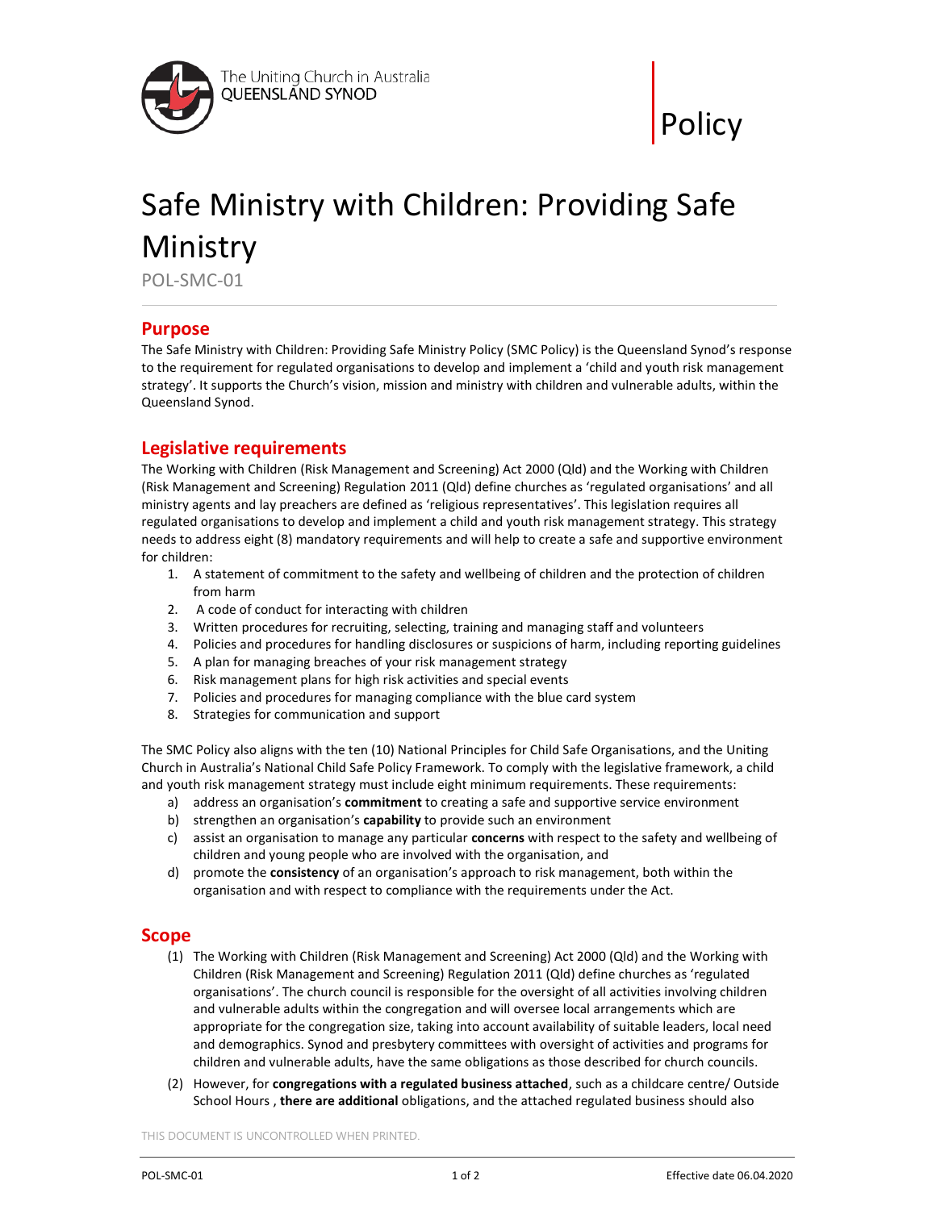The Uniting Church in Australia
QUEENSLAND SYNOD

Policy

# Safe Ministry with Children: Providing Safe Ministry

POL-SMC-01

## Purpose

The Safe Ministry with Children: Providing Safe Ministry Policy (SMC Policy) is the Queensland Synod's response to the requirement for regulated organisations to develop and implement a 'child and youth risk management strategy'. It supports the Church's vision, mission and ministry with children and vulnerable adults, within the Queensland Synod.

## Legislative requirements

The Working with Children (Risk Management and Screening) Act 2000 (Qld) and the Working with Children (Risk Management and Screening) Regulation 2011 (Qld) define churches as 'regulated organisations' and all ministry agents and lay preachers are defined as 'religious representatives'. This legislation requires all regulated organisations to develop and implement a child and youth risk management strategy. This strategy needs to address eight (8) mandatory requirements and will help to create a safe and supportive environment for children:

1. A statement of commitment to the safety and wellbeing of children and the protection of children from harm
2. A code of conduct for interacting with children
3. Written procedures for recruiting, selecting, training and managing staff and volunteers
4. Policies and procedures for handling disclosures or suspicions of harm, including reporting guidelines
5. A plan for managing breaches of your risk management strategy
6. Risk management plans for high risk activities and special events
7. Policies and procedures for managing compliance with the blue card system
8. Strategies for communication and support

The SMC Policy also aligns with the ten (10) National Principles for Child Safe Organisations, and the Uniting Church in Australia's National Child Safe Policy Framework. To comply with the legislative framework, a child and youth risk management strategy must include eight minimum requirements. These requirements:

a) address an organisation's **commitment** to creating a safe and supportive service environment
b) strengthen an organisation's **capability** to provide such an environment
c) assist an organisation to manage any particular **concerns** with respect to the safety and wellbeing of children and young people who are involved with the organisation, and
d) promote the **consistency** of an organisation's approach to risk management, both within the organisation and with respect to compliance with the requirements under the Act.

## Scope

(1) The Working with Children (Risk Management and Screening) Act 2000 (Qld) and the Working with Children (Risk Management and Screening) Regulation 2011 (Qld) define churches as 'regulated organisations'. The church council is responsible for the oversight of all activities involving children and vulnerable adults within the congregation and will oversee local arrangements which are appropriate for the congregation size, taking into account availability of suitable leaders, local need and demographics. Synod and presbytery committees with oversight of activities and programs for children and vulnerable adults, have the same obligations as those described for church councils.

(2) However, for **congregations with a regulated business attached**, such as a childcare centre/ Outside School Hours , **there are additional** obligations, and the attached regulated business should also

THIS DOCUMENT IS UNCONTROLLED WHEN PRINTED.

Effective date 06.04.2020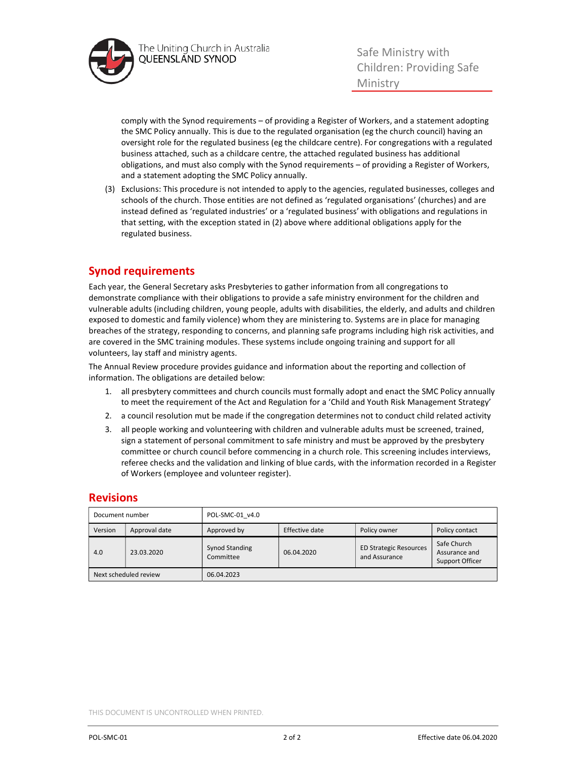comply with the Synod requirements – of providing a Register of Workers, and a statement adopting the SMC Policy annually. This is due to the regulated organisation (eg the church council) having an oversight role for the regulated business (eg the childcare centre). For congregations with a regulated business attached, such as a childcare centre, the attached regulated business has additional obligations, and must also comply with the Synod requirements – of providing a Register of Workers, and a statement adopting the SMC Policy annually.

(3) Exclusions: This procedure is not intended to apply to the agencies, regulated businesses, colleges and schools of the church. Those entities are not defined as 'regulated organisations' (churches) and are instead defined as 'regulated industries' or a 'regulated business' with obligations and regulations in that setting, with the exception stated in (2) above where additional obligations apply for the regulated business.

## Synod requirements

Each year, the General Secretary asks Presbyteries to gather information from all congregations to demonstrate compliance with their obligations to provide a safe ministry environment for the children and vulnerable adults (including children, young people, adults with disabilities, the elderly, and adults and children exposed to domestic and family violence) whom they are ministering to. Systems are in place for managing breaches of the strategy, responding to concerns, and planning safe programs including high risk activities, and are covered in the SMC training modules. These systems include ongoing training and support for all volunteers, lay staff and ministry agents.

The Annual Review procedure provides guidance and information about the reporting and collection of information. The obligations are detailed below:

1. all presbytery committees and church councils must formally adopt and enact the SMC Policy annually to meet the requirement of the Act and Regulation for a 'Child and Youth Risk Management Strategy'
2. a council resolution mut be made if the congregation determines not to conduct child related activity
3. all people working and volunteering with children and vulnerable adults must be screened, trained, sign a statement of personal commitment to safe ministry and must be approved by the presbytery committee or church council before commencing in a church role. This screening includes interviews, referee checks and the validation and linking of blue cards, with the information recorded in a Register of Workers (employee and volunteer register).

## Revisions

| Document number | | POL-SMC-01_v4.0 | | | |
|---|---|---|---|---|---|
| Version | Approval date | Approved by | Effective date | Policy owner | Policy contact |
| 4.0 | 23.03.2020 | Synod Standing Committee | 06.04.2020 | ED Strategic Resources and Assurance | Safe Church Assurance and Support Officer |
| Next scheduled review | | 06.04.2023 | | | |

THIS DOCUMENT IS UNCONTROLLED WHEN PRINTED.